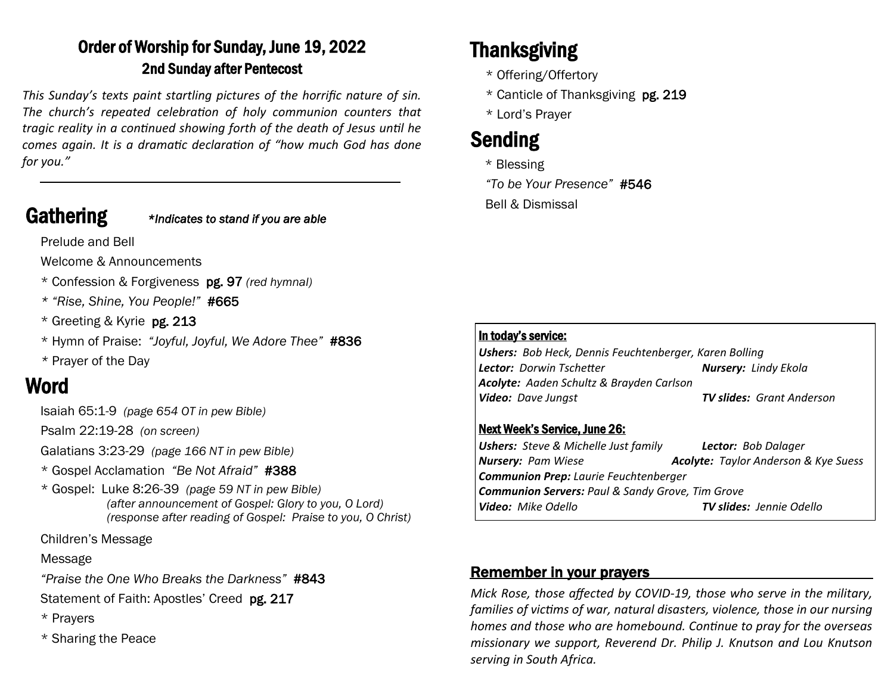# Order of Worship for Sunday, June 19, 2022

## 2nd Sunday after Pentecost

*This Sunday's texts paint startling pictures of the horrific nature of sin. The church's repeated celebration of holy communion counters that tragic reality in a continued showing forth of the death of Jesus until he comes again. It is a dramatic declaration of "how much God has done for you."*

---

## Gathering

*\*Indicates to stand if you are able*

Prelude and Bell

Welcome & Announcements

\* Confession & Forgiveness **pg. 97** *(red hymnal)*

\* *"Rise, Shine, You People!"* **#665**

\* Greeting & Kyrie **pg. 213**

\* Hymn of Praise: *"Joyful, Joyful, We Adore Thee"* **#836**

\* Prayer of the Day

## Word

Isaiah 65:1-9 *(page 654 OT in pew Bible)*

Psalm 22:19-28 *(on screen)*

Galatians 3:23-29 *(page 166 NT in pew Bible)*

\* Gospel Acclamation *"Be Not Afraid"* **#388**

\* Gospel: Luke 8:26-39 *(page 59 NT in pew Bible)*
*(after announcement of Gospel: Glory to you, O Lord)*
*(response after reading of Gospel: Praise to you, O Christ)*

Children's Message

Message

*"Praise the One Who Breaks the Darkness"* **#843**

Statement of Faith: Apostles' Creed **pg. 217**

\* Prayers

\* Sharing the Peace

## Thanksgiving

\* Offering/Offertory

\* Canticle of Thanksgiving **pg. 219**

\* Lord's Prayer

## Sending

\* Blessing

*"To be Your Presence"* **#546**

Bell & Dismissal

---

**In today's service:**

***Ushers:*** *Bob Heck, Dennis Feuchtenberger, Karen Bolling*
***Lector:*** *Dorwin Tschetter* ***Nursery:*** *Lindy Ekola*
***Acolyte:*** *Aaden Schultz & Brayden Carlson*
***Video:*** *Dave Jungst* ***TV slides:*** *Grant Anderson*

**Next Week's Service, June 26:**

***Ushers:*** *Steve & Michelle Just family* ***Lector:*** *Bob Dalager*
***Nursery:*** *Pam Wiese* ***Acolyte:*** *Taylor Anderson & Kye Suess*
***Communion Prep:*** *Laurie Feuchtenberger*
***Communion Servers:*** *Paul & Sandy Grove, Tim Grove*
***Video:*** *Mike Odello* ***TV slides:*** *Jennie Odello*

---

### Remember in your prayers

*Mick Rose, those affected by COVID-19, those who serve in the military, families of victims of war, natural disasters, violence, those in our nursing homes and those who are homebound. Continue to pray for the overseas missionary we support, Reverend Dr. Philip J. Knutson and Lou Knutson serving in South Africa.*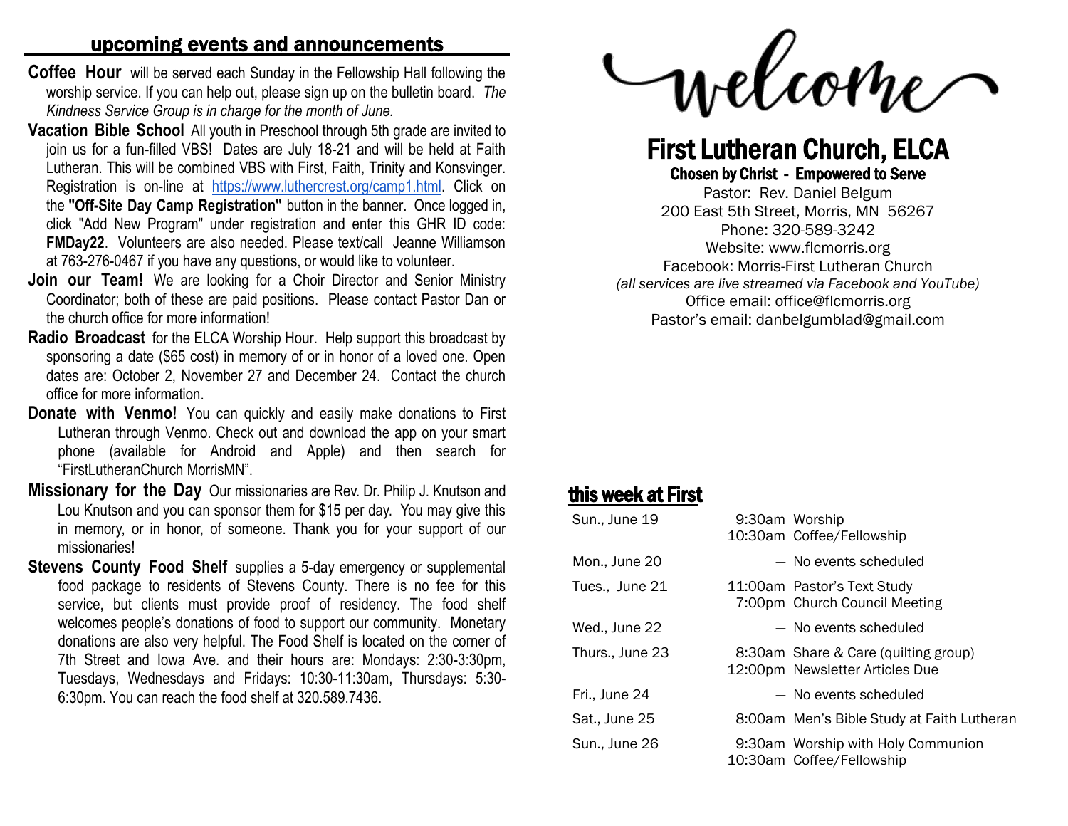## upcoming events and announcements

**Coffee Hour** will be served each Sunday in the Fellowship Hall following the worship service. If you can help out, please sign up on the bulletin board. *The Kindness Service Group is in charge for the month of June.*

**Vacation Bible School** All youth in Preschool through 5th grade are invited to join us for a fun-filled VBS! Dates are July 18-21 and will be held at Faith Lutheran. This will be combined VBS with First, Faith, Trinity and Konsvinger. Registration is on-line at https://www.luthercrest.org/camp1.html. Click on the **"Off-Site Day Camp Registration"** button in the banner. Once logged in, click "Add New Program" under registration and enter this GHR ID code: **FMDay22**. Volunteers are also needed. Please text/call Jeanne Williamson at 763-276-0467 if you have any questions, or would like to volunteer.

**Join our Team!** We are looking for a Choir Director and Senior Ministry Coordinator; both of these are paid positions. Please contact Pastor Dan or the church office for more information!

**Radio Broadcast** for the ELCA Worship Hour. Help support this broadcast by sponsoring a date ($65 cost) in memory of or in honor of a loved one. Open dates are: October 2, November 27 and December 24. Contact the church office for more information.

**Donate with Venmo!** You can quickly and easily make donations to First Lutheran through Venmo. Check out and download the app on your smart phone (available for Android and Apple) and then search for "FirstLutheranChurch MorrisMN".

**Missionary for the Day** Our missionaries are Rev. Dr. Philip J. Knutson and Lou Knutson and you can sponsor them for $15 per day. You may give this in memory, or in honor, of someone. Thank you for your support of our missionaries!

**Stevens County Food Shelf** supplies a 5-day emergency or supplemental food package to residents of Stevens County. There is no fee for this service, but clients must provide proof of residency. The food shelf welcomes people's donations of food to support our community. Monetary donations are also very helpful. The Food Shelf is located on the corner of 7th Street and Iowa Ave. and their hours are: Mondays: 2:30-3:30pm, Tuesdays, Wednesdays and Fridays: 10:30-11:30am, Thursdays: 5:30-6:30pm. You can reach the food shelf at 320.589.7436.

# welcome

# First Lutheran Church, ELCA

**Chosen by Christ - Empowered to Serve**

Pastor: Rev. Daniel Belgum
200 East 5th Street, Morris, MN 56267
Phone: 320-589-3242
Website: www.flcmorris.org
Facebook: Morris-First Lutheran Church
*(all services are live streamed via Facebook and YouTube)*
Office email: office@flcmorris.org
Pastor's email: danbelgumblad@gmail.com

## this week at First

| | | |
|---|---|---|
| Sun., June 19 | 9:30am<br>10:30am | Worship<br>Coffee/Fellowship |
| Mon., June 20 | — | No events scheduled |
| Tues., June 21 | 11:00am<br>7:00pm | Pastor's Text Study<br>Church Council Meeting |
| Wed., June 22 | — | No events scheduled |
| Thurs., June 23 | 8:30am<br>12:00pm | Share & Care (quilting group)<br>Newsletter Articles Due |
| Fri., June 24 | — | No events scheduled |
| Sat., June 25 | 8:00am | Men's Bible Study at Faith Lutheran |
| Sun., June 26 | 9:30am<br>10:30am | Worship with Holy Communion<br>Coffee/Fellowship |